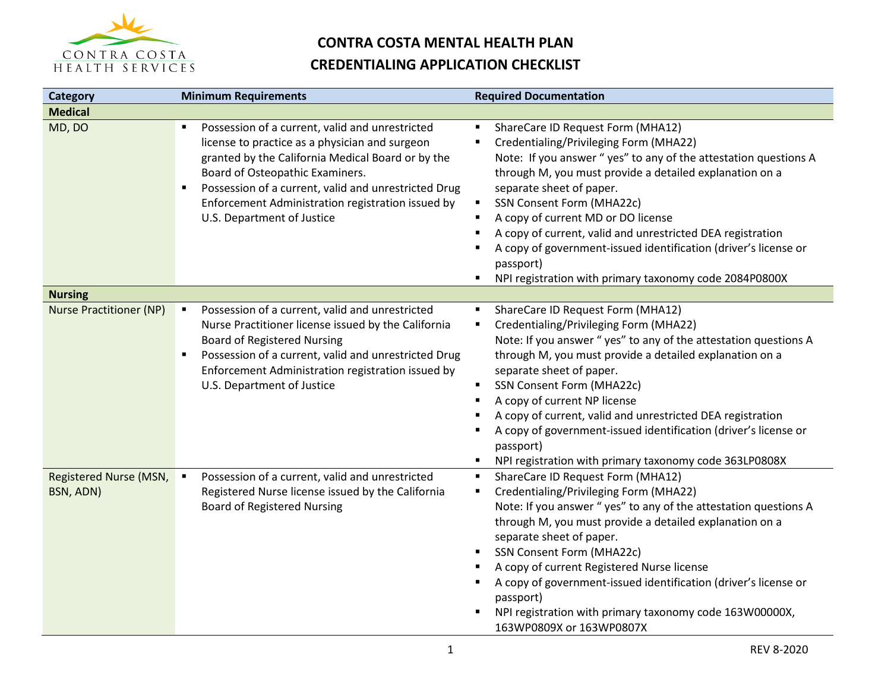# CONTRA COSTA MENTAL HEALTH PLAN
## CREDENTIALING APPLICATION CHECKLIST

| Category | Minimum Requirements | Required Documentation |
|---|---|---|
| **Medical** | | |
| MD, DO | ▪ Possession of a current, valid and unrestricted license to practice as a physician and surgeon granted by the California Medical Board or by the Board of Osteopathic Examiners.<br>▪ Possession of a current, valid and unrestricted Drug Enforcement Administration registration issued by U.S. Department of Justice | ▪ ShareCare ID Request Form (MHA12)<br>▪ Credentialing/Privileging Form (MHA22)<br>Note: If you answer " yes" to any of the attestation questions A through M, you must provide a detailed explanation on a separate sheet of paper.<br>▪ SSN Consent Form (MHA22c)<br>▪ A copy of current MD or DO license<br>▪ A copy of current, valid and unrestricted DEA registration<br>▪ A copy of government-issued identification (driver's license or passport)<br>▪ NPI registration with primary taxonomy code 2084P0800X |
| **Nursing** | | |
| Nurse Practitioner (NP) | ▪ Possession of a current, valid and unrestricted Nurse Practitioner license issued by the California Board of Registered Nursing<br>▪ Possession of a current, valid and unrestricted Drug Enforcement Administration registration issued by U.S. Department of Justice | ▪ ShareCare ID Request Form (MHA12)<br>▪ Credentialing/Privileging Form (MHA22)<br>Note: If you answer " yes" to any of the attestation questions A through M, you must provide a detailed explanation on a separate sheet of paper.<br>▪ SSN Consent Form (MHA22c)<br>▪ A copy of current NP license<br>▪ A copy of current, valid and unrestricted DEA registration<br>▪ A copy of government-issued identification (driver's license or passport)<br>▪ NPI registration with primary taxonomy code 363LP0808X |
| Registered Nurse (MSN, BSN, ADN) | ▪ Possession of a current, valid and unrestricted Registered Nurse license issued by the California Board of Registered Nursing | ▪ ShareCare ID Request Form (MHA12)<br>▪ Credentialing/Privileging Form (MHA22)<br>Note: If you answer " yes" to any of the attestation questions A through M, you must provide a detailed explanation on a separate sheet of paper.<br>▪ SSN Consent Form (MHA22c)<br>▪ A copy of current Registered Nurse license<br>▪ A copy of government-issued identification (driver's license or passport)<br>▪ NPI registration with primary taxonomy code 163W00000X, 163WP0809X or 163WP0807X |

REV 8-2020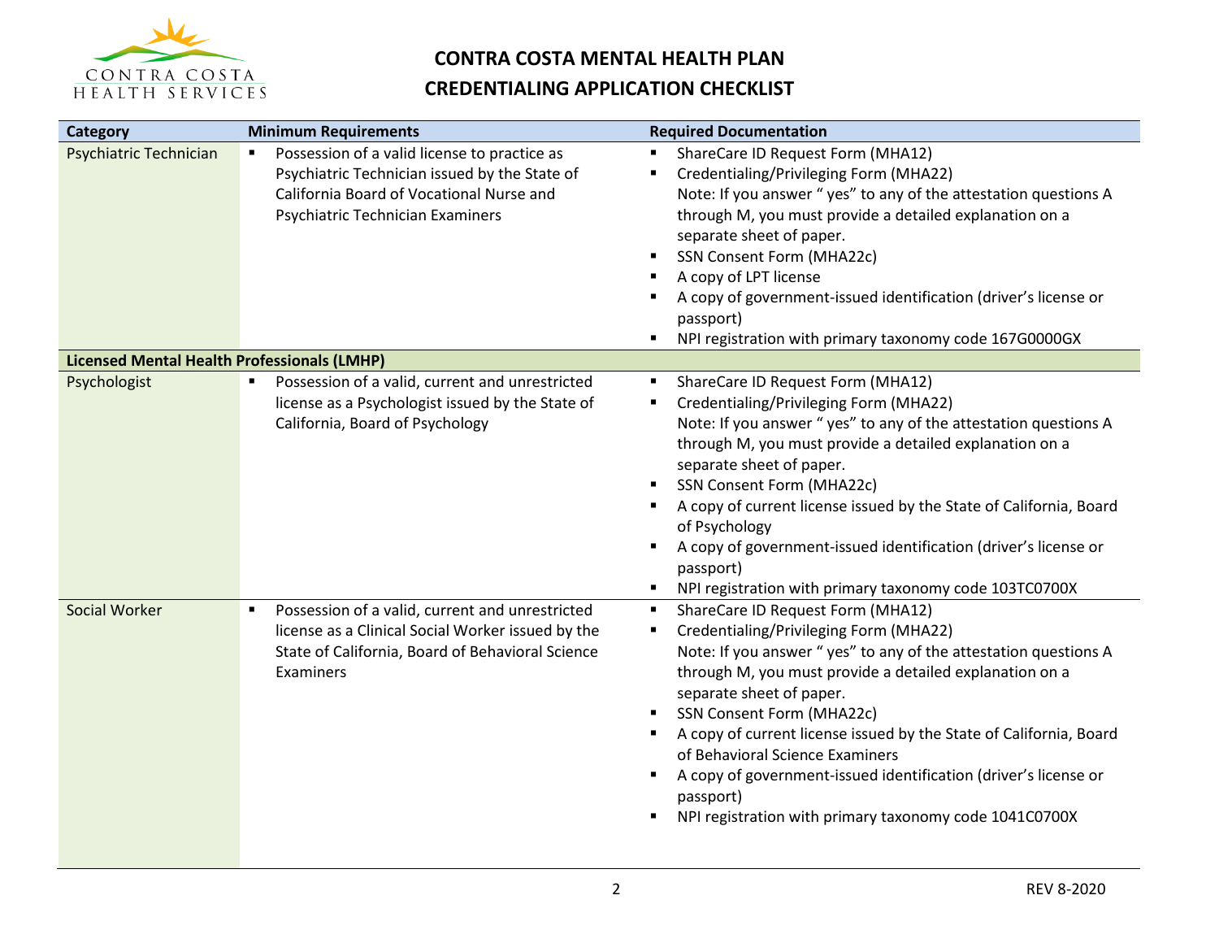# CONTRA COSTA MENTAL HEALTH PLAN

## CREDENTIALING APPLICATION CHECKLIST

| Category | Minimum Requirements | Required Documentation |
|---|---|---|
| Psychiatric Technician | ▪ Possession of a valid license to practice as Psychiatric Technician issued by the State of California Board of Vocational Nurse and Psychiatric Technician Examiners | ▪ ShareCare ID Request Form (MHA12)<br>▪ Credentialing/Privileging Form (MHA22)<br>Note: If you answer " yes" to any of the attestation questions A through M, you must provide a detailed explanation on a separate sheet of paper.<br>▪ SSN Consent Form (MHA22c)<br>▪ A copy of LPT license<br>▪ A copy of government-issued identification (driver's license or passport)<br>▪ NPI registration with primary taxonomy code 167G0000GX |
| **Licensed Mental Health Professionals (LMHP)** | | |
| Psychologist | ▪ Possession of a valid, current and unrestricted license as a Psychologist issued by the State of California, Board of Psychology | ▪ ShareCare ID Request Form (MHA12)<br>▪ Credentialing/Privileging Form (MHA22)<br>Note: If you answer " yes" to any of the attestation questions A through M, you must provide a detailed explanation on a separate sheet of paper.<br>▪ SSN Consent Form (MHA22c)<br>▪ A copy of current license issued by the State of California, Board of Psychology<br>▪ A copy of government-issued identification (driver's license or passport)<br>▪ NPI registration with primary taxonomy code 103TC0700X |
| Social Worker | ▪ Possession of a valid, current and unrestricted license as a Clinical Social Worker issued by the State of California, Board of Behavioral Science Examiners | ▪ ShareCare ID Request Form (MHA12)<br>▪ Credentialing/Privileging Form (MHA22)<br>Note: If you answer " yes" to any of the attestation questions A through M, you must provide a detailed explanation on a separate sheet of paper.<br>▪ SSN Consent Form (MHA22c)<br>▪ A copy of current license issued by the State of California, Board of Behavioral Science Examiners<br>▪ A copy of government-issued identification (driver's license or passport)<br>▪ NPI registration with primary taxonomy code 1041C0700X |

REV 8-2020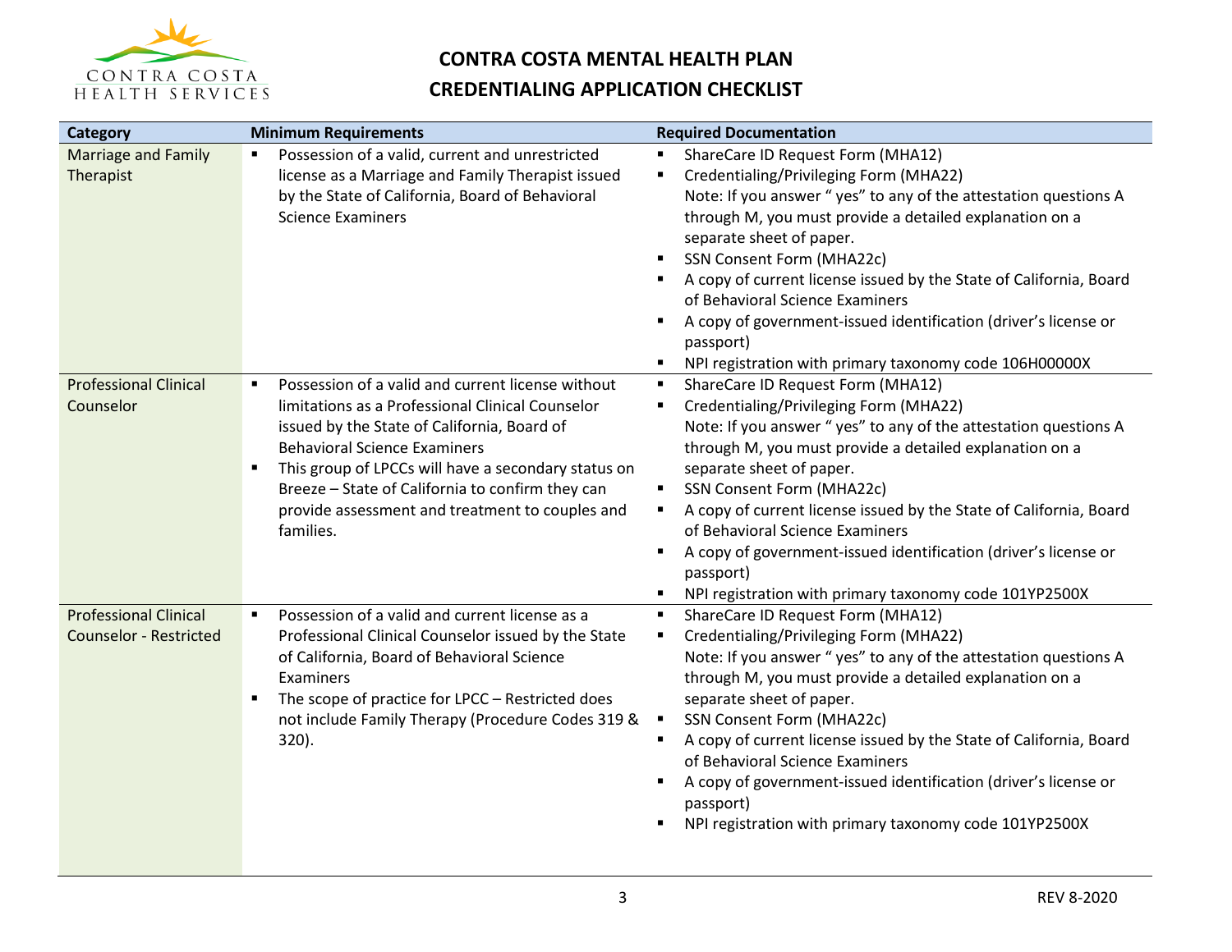# CONTRA COSTA MENTAL HEALTH PLAN
## CREDENTIALING APPLICATION CHECKLIST

| Category | Minimum Requirements | Required Documentation |
| --- | --- | --- |
| Marriage and Family Therapist | ▪ Possession of a valid, current and unrestricted license as a Marriage and Family Therapist issued by the State of California, Board of Behavioral Science Examiners | ▪ ShareCare ID Request Form (MHA12)<br>▪ Credentialing/Privileging Form (MHA22)<br>Note: If you answer " yes" to any of the attestation questions A through M, you must provide a detailed explanation on a separate sheet of paper.<br>▪ SSN Consent Form (MHA22c)<br>▪ A copy of current license issued by the State of California, Board of Behavioral Science Examiners<br>▪ A copy of government-issued identification (driver's license or passport)<br>▪ NPI registration with primary taxonomy code 106H00000X |
| Professional Clinical Counselor | ▪ Possession of a valid and current license without limitations as a Professional Clinical Counselor issued by the State of California, Board of Behavioral Science Examiners<br>▪ This group of LPCCs will have a secondary status on Breeze – State of California to confirm they can provide assessment and treatment to couples and families. | ▪ ShareCare ID Request Form (MHA12)<br>▪ Credentialing/Privileging Form (MHA22)<br>Note: If you answer " yes" to any of the attestation questions A through M, you must provide a detailed explanation on a separate sheet of paper.<br>▪ SSN Consent Form (MHA22c)<br>▪ A copy of current license issued by the State of California, Board of Behavioral Science Examiners<br>▪ A copy of government-issued identification (driver's license or passport)<br>▪ NPI registration with primary taxonomy code 101YP2500X |
| Professional Clinical Counselor - Restricted | ▪ Possession of a valid and current license as a Professional Clinical Counselor issued by the State of California, Board of Behavioral Science Examiners<br>▪ The scope of practice for LPCC – Restricted does not include Family Therapy (Procedure Codes 319 & 320). | ▪ ShareCare ID Request Form (MHA12)<br>▪ Credentialing/Privileging Form (MHA22)<br>Note: If you answer " yes" to any of the attestation questions A through M, you must provide a detailed explanation on a separate sheet of paper.<br>▪ SSN Consent Form (MHA22c)<br>▪ A copy of current license issued by the State of California, Board of Behavioral Science Examiners<br>▪ A copy of government-issued identification (driver's license or passport)<br>▪ NPI registration with primary taxonomy code 101YP2500X |

REV 8-2020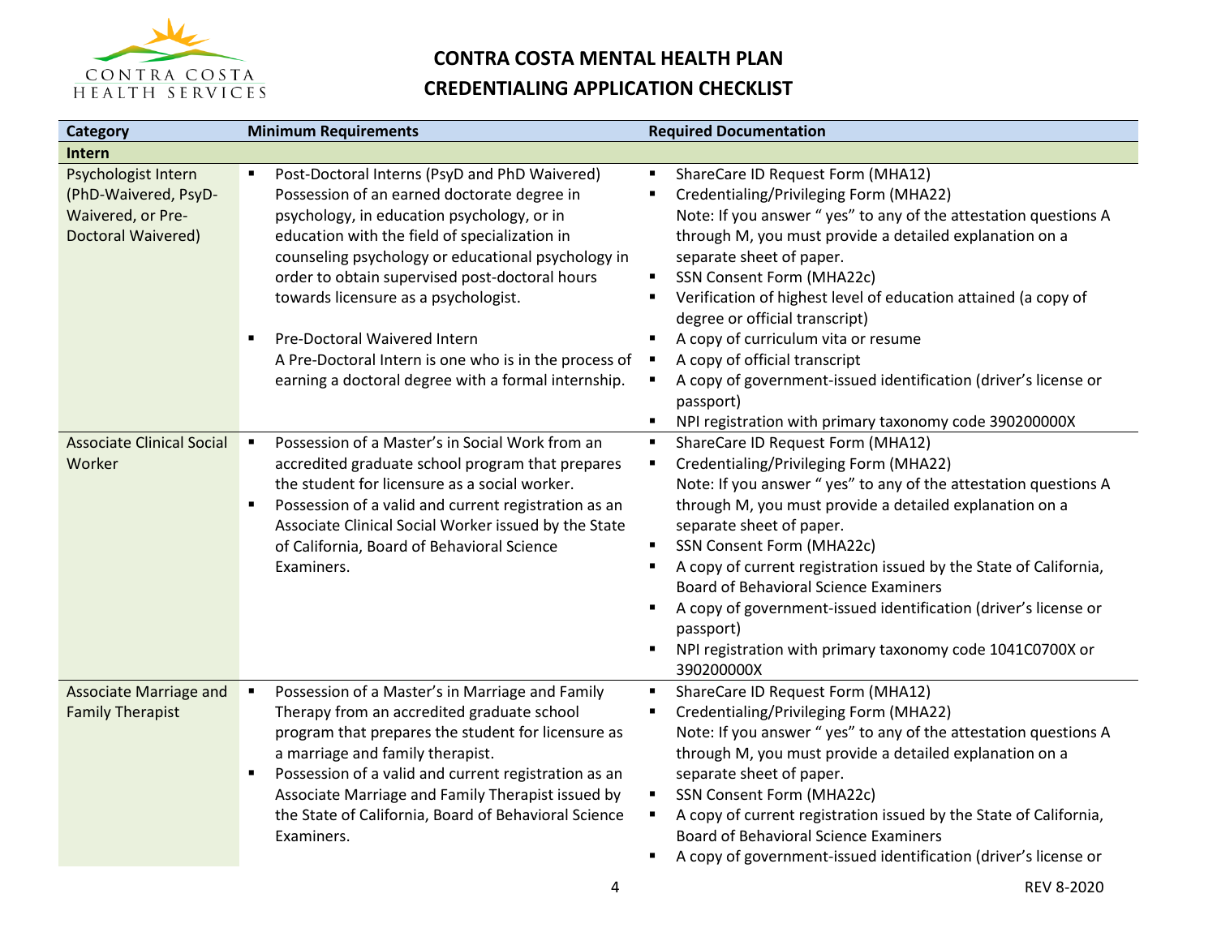# CONTRA COSTA MENTAL HEALTH PLAN

# CREDENTIALING APPLICATION CHECKLIST

| Category | Minimum Requirements | Required Documentation |
|---|---|---|
| **Intern** | | |
| Psychologist Intern (PhD-Waivered, PsyD-Waivered, or Pre-Doctoral Waivered) | ▪ Post-Doctoral Interns (PsyD and PhD Waivered) Possession of an earned doctorate degree in psychology, in education psychology, or in education with the field of specialization in counseling psychology or educational psychology in order to obtain supervised post-doctoral hours towards licensure as a psychologist.<br><br>▪ Pre-Doctoral Waivered Intern A Pre-Doctoral Intern is one who is in the process of earning a doctoral degree with a formal internship. | ▪ ShareCare ID Request Form (MHA12)<br>▪ Credentialing/Privileging Form (MHA22) Note: If you answer " yes" to any of the attestation questions A through M, you must provide a detailed explanation on a separate sheet of paper.<br>▪ SSN Consent Form (MHA22c)<br>▪ Verification of highest level of education attained (a copy of degree or official transcript)<br>▪ A copy of curriculum vita or resume<br>▪ A copy of official transcript<br>▪ A copy of government-issued identification (driver's license or passport)<br>▪ NPI registration with primary taxonomy code 390200000X |
| Associate Clinical Social Worker | ▪ Possession of a Master's in Social Work from an accredited graduate school program that prepares the student for licensure as a social worker.<br>▪ Possession of a valid and current registration as an Associate Clinical Social Worker issued by the State of California, Board of Behavioral Science Examiners. | ▪ ShareCare ID Request Form (MHA12)<br>▪ Credentialing/Privileging Form (MHA22) Note: If you answer " yes" to any of the attestation questions A through M, you must provide a detailed explanation on a separate sheet of paper.<br>▪ SSN Consent Form (MHA22c)<br>▪ A copy of current registration issued by the State of California, Board of Behavioral Science Examiners<br>▪ A copy of government-issued identification (driver's license or passport)<br>▪ NPI registration with primary taxonomy code 1041C0700X or 390200000X |
| Associate Marriage and Family Therapist | ▪ Possession of a Master's in Marriage and Family Therapy from an accredited graduate school program that prepares the student for licensure as a marriage and family therapist.<br>▪ Possession of a valid and current registration as an Associate Marriage and Family Therapist issued by the State of California, Board of Behavioral Science Examiners. | ▪ ShareCare ID Request Form (MHA12)<br>▪ Credentialing/Privileging Form (MHA22) Note: If you answer " yes" to any of the attestation questions A through M, you must provide a detailed explanation on a separate sheet of paper.<br>▪ SSN Consent Form (MHA22c)<br>▪ A copy of current registration issued by the State of California, Board of Behavioral Science Examiners<br>▪ A copy of government-issued identification (driver's license or |

REV 8-2020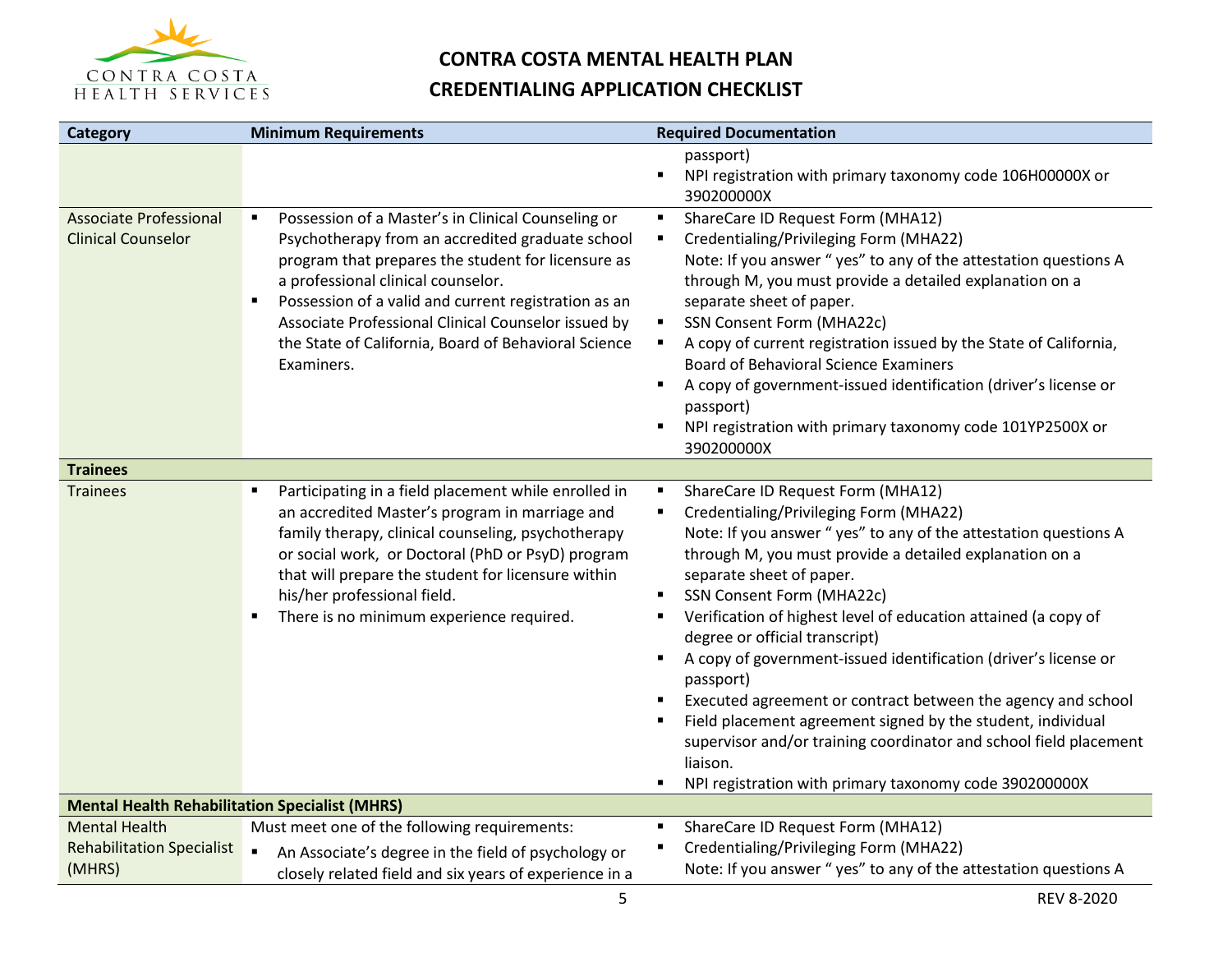# CONTRA COSTA MENTAL HEALTH PLAN

## CREDENTIALING APPLICATION CHECKLIST

| Category | Minimum Requirements | Required Documentation |
|---|---|---|
| | | passport)<br>▪ NPI registration with primary taxonomy code 106H00000X or 390200000X |
| Associate Professional Clinical Counselor | ▪ Possession of a Master's in Clinical Counseling or Psychotherapy from an accredited graduate school program that prepares the student for licensure as a professional clinical counselor.<br>▪ Possession of a valid and current registration as an Associate Professional Clinical Counselor issued by the State of California, Board of Behavioral Science Examiners. | ▪ ShareCare ID Request Form (MHA12)<br>▪ Credentialing/Privileging Form (MHA22)<br>Note: If you answer " yes" to any of the attestation questions A through M, you must provide a detailed explanation on a separate sheet of paper.<br>▪ SSN Consent Form (MHA22c)<br>▪ A copy of current registration issued by the State of California, Board of Behavioral Science Examiners<br>▪ A copy of government-issued identification (driver's license or passport)<br>▪ NPI registration with primary taxonomy code 101YP2500X or 390200000X |
| **Trainees** | | |
| Trainees | ▪ Participating in a field placement while enrolled in an accredited Master's program in marriage and family therapy, clinical counseling, psychotherapy or social work, or Doctoral (PhD or PsyD) program that will prepare the student for licensure within his/her professional field.<br>▪ There is no minimum experience required. | ▪ ShareCare ID Request Form (MHA12)<br>▪ Credentialing/Privileging Form (MHA22)<br>Note: If you answer " yes" to any of the attestation questions A through M, you must provide a detailed explanation on a separate sheet of paper.<br>▪ SSN Consent Form (MHA22c)<br>▪ Verification of highest level of education attained (a copy of degree or official transcript)<br>▪ A copy of government-issued identification (driver's license or passport)<br>▪ Executed agreement or contract between the agency and school<br>▪ Field placement agreement signed by the student, individual supervisor and/or training coordinator and school field placement liaison.<br>▪ NPI registration with primary taxonomy code 390200000X |
| **Mental Health Rehabilitation Specialist (MHRS)** | | |
| Mental Health Rehabilitation Specialist (MHRS) | Must meet one of the following requirements:<br>▪ An Associate's degree in the field of psychology or closely related field and six years of experience in a | ▪ ShareCare ID Request Form (MHA12)<br>▪ Credentialing/Privileging Form (MHA22)<br>Note: If you answer " yes" to any of the attestation questions A |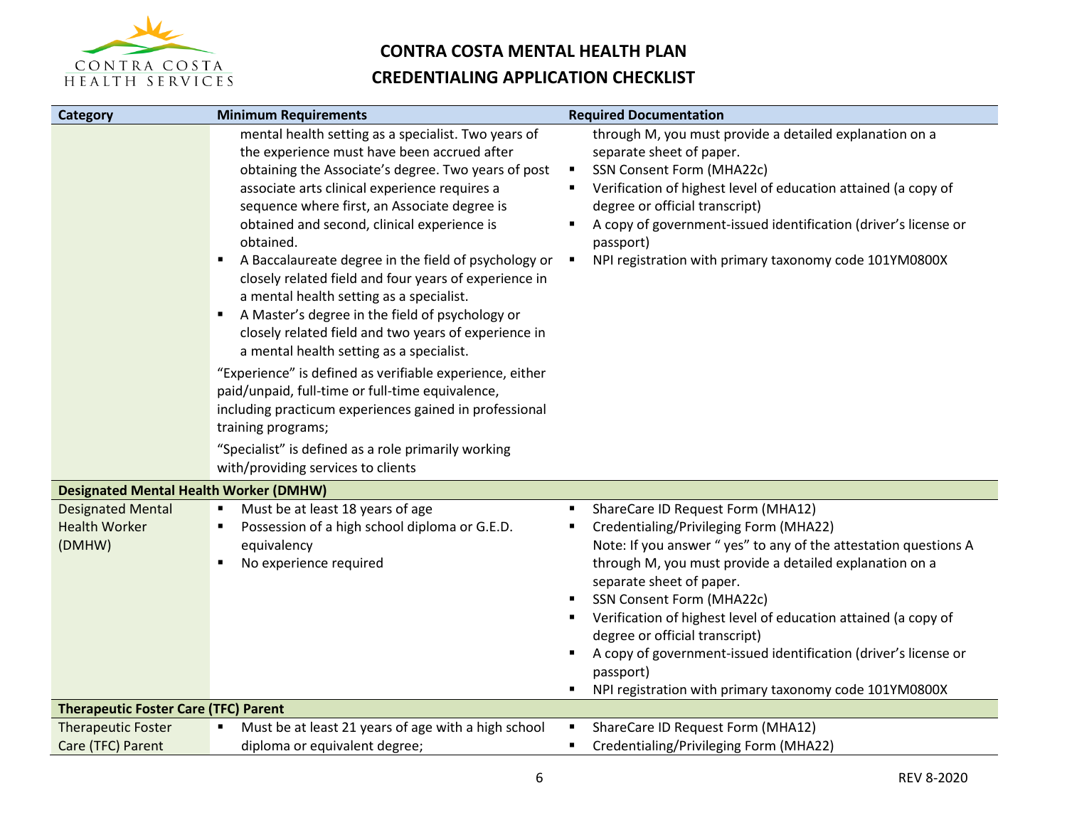# CONTRA COSTA MENTAL HEALTH PLAN

## CREDENTIALING APPLICATION CHECKLIST

| Category | Minimum Requirements | Required Documentation |
|---|---|---|
| | mental health setting as a specialist. Two years of the experience must have been accrued after obtaining the Associate's degree. Two years of post associate arts clinical experience requires a sequence where first, an Associate degree is obtained and second, clinical experience is obtained.<br>▪ A Baccalaureate degree in the field of psychology or closely related field and four years of experience in a mental health setting as a specialist.<br>▪ A Master's degree in the field of psychology or closely related field and two years of experience in a mental health setting as a specialist.<br>"Experience" is defined as verifiable experience, either paid/unpaid, full-time or full-time equivalence, including practicum experiences gained in professional training programs;<br>"Specialist" is defined as a role primarily working with/providing services to clients | through M, you must provide a detailed explanation on a separate sheet of paper.<br>▪ SSN Consent Form (MHA22c)<br>▪ Verification of highest level of education attained (a copy of degree or official transcript)<br>▪ A copy of government-issued identification (driver's license or passport)<br>▪ NPI registration with primary taxonomy code 101YM0800X |
| **Designated Mental Health Worker (DMHW)** | | |
| Designated Mental Health Worker (DMHW) | ▪ Must be at least 18 years of age<br>▪ Possession of a high school diploma or G.E.D. equivalency<br>▪ No experience required | ▪ ShareCare ID Request Form (MHA12)<br>▪ Credentialing/Privileging Form (MHA22)<br>Note: If you answer " yes" to any of the attestation questions A through M, you must provide a detailed explanation on a separate sheet of paper.<br>▪ SSN Consent Form (MHA22c)<br>▪ Verification of highest level of education attained (a copy of degree or official transcript)<br>▪ A copy of government-issued identification (driver's license or passport)<br>▪ NPI registration with primary taxonomy code 101YM0800X |
| **Therapeutic Foster Care (TFC) Parent** | | |
| Therapeutic Foster Care (TFC) Parent | ▪ Must be at least 21 years of age with a high school diploma or equivalent degree; | ▪ ShareCare ID Request Form (MHA12)<br>▪ Credentialing/Privileging Form (MHA22) |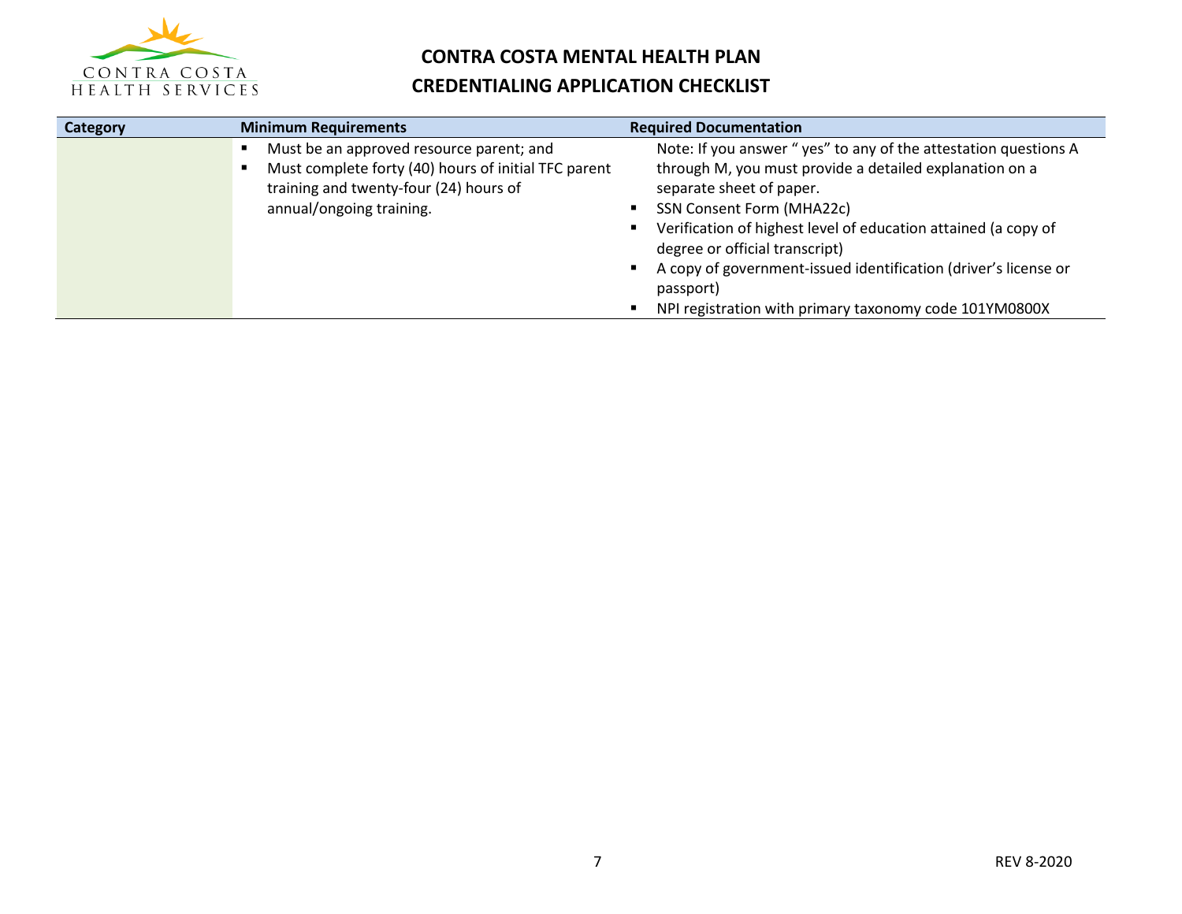# CONTRA COSTA MENTAL HEALTH PLAN

## CREDENTIALING APPLICATION CHECKLIST

| Category | Minimum Requirements | Required Documentation |
|---|---|---|
| | ▪ Must be an approved resource parent; and<br>▪ Must complete forty (40) hours of initial TFC parent training and twenty-four (24) hours of annual/ongoing training. | Note: If you answer " yes" to any of the attestation questions A through M, you must provide a detailed explanation on a separate sheet of paper.<br>▪ SSN Consent Form (MHA22c)<br>▪ Verification of highest level of education attained (a copy of degree or official transcript)<br>▪ A copy of government-issued identification (driver's license or passport)<br>▪ NPI registration with primary taxonomy code 101YM0800X |

REV 8-2020